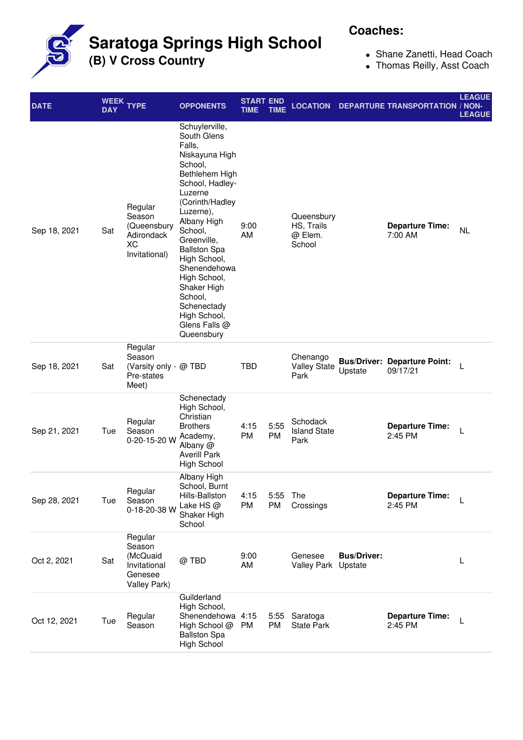# Saratoga Springs High School

## (B) V Cross Country

**Coaches:**

- Shane Zanetti, Head Coach
- Thomas Reilly, Asst Coach

| DATE | WEEK DAY | TYPE | OPPONENTS | START TIME | END TIME | LOCATION | DEPARTURE | TRANSPORTATION | LEAGUE / NON-LEAGUE |
|---|---|---|---|---|---|---|---|---|---|
| Sep 18, 2021 | Sat | Regular Season (Queensbury Adirondack XC Invitational) | Schuylerville, South Glens Falls, Niskayuna High School, Bethlehem High School, Hadley-Luzerne (Corinth/Hadley Luzerne), Albany High School, Greenville, Ballston Spa High School, Shenendehowa High School, Shaker High School, Schenectady High School, Glens Falls @ Queensbury | 9:00 AM | | Queensbury HS, Trails @ Elem. School | | **Departure Time:** 7:00 AM | NL |
| Sep 18, 2021 | Sat | Regular Season (Varsity only - Pre-states Meet) | @ TBD | TBD | | Chenango Valley State Park | **Bus/Driver:** Upstate | **Departure Point:** 09/17/21 | L |
| Sep 21, 2021 | Tue | Regular Season 0-20-15-20 W | Schenectady High School, Christian Brothers Academy, Albany @ Averill Park High School | 4:15 PM | 5:55 PM | Schodack Island State Park | | **Departure Time:** 2:45 PM | L |
| Sep 28, 2021 | Tue | Regular Season 0-18-20-38 W | Albany High School, Burnt Hills-Ballston Lake HS @ Shaker High School | 4:15 PM | 5:55 PM | The Crossings | | **Departure Time:** 2:45 PM | L |
| Oct 2, 2021 | Sat | Regular Season (McQuaid Invitational Genesee Valley Park) | @ TBD | 9:00 AM | | Genesee Valley Park | **Bus/Driver:** Upstate | | L |
| Oct 12, 2021 | Tue | Regular Season | Guilderland High School, Shenendehowa High School @ Ballston Spa High School | 4:15 PM | 5:55 PM | Saratoga State Park | | **Departure Time:** 2:45 PM | L |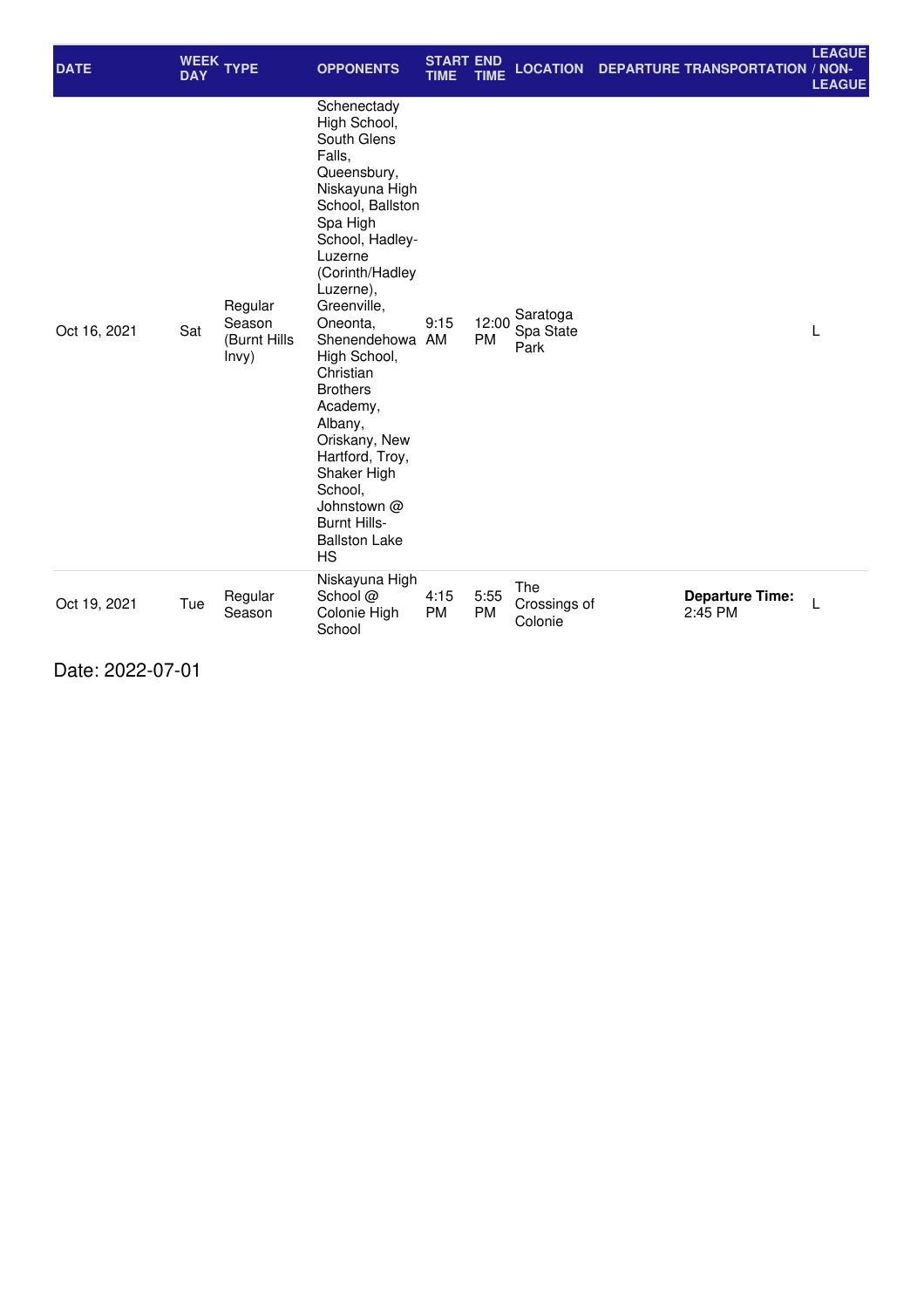| DATE | WEEK DAY | TYPE | OPPONENTS | START TIME | END TIME | LOCATION | DEPARTURE TRANSPORTATION | LEAGUE / NON-LEAGUE |
|---|---|---|---|---|---|---|---|---|
| Oct 16, 2021 | Sat | Regular Season (Burnt Hills Invy) | Schenectady High School, South Glens Falls, Queensbury, Niskayuna High School, Ballston Spa High School, Hadley-Luzerne (Corinth/Hadley Luzerne), Greenville, Oneonta, Shenendehowa High School, Christian Brothers Academy, Albany, Oriskany, New Hartford, Troy, Shaker High School, Johnstown @ Burnt Hills-Ballston Lake HS | 9:15 AM | 12:00 PM | Saratoga Spa State Park | | L |
| Oct 19, 2021 | Tue | Regular Season | Niskayuna High School @ Colonie High School | 4:15 PM | 5:55 PM | The Crossings of Colonie | **Departure Time:** 2:45 PM | L |

Date: 2022-07-01